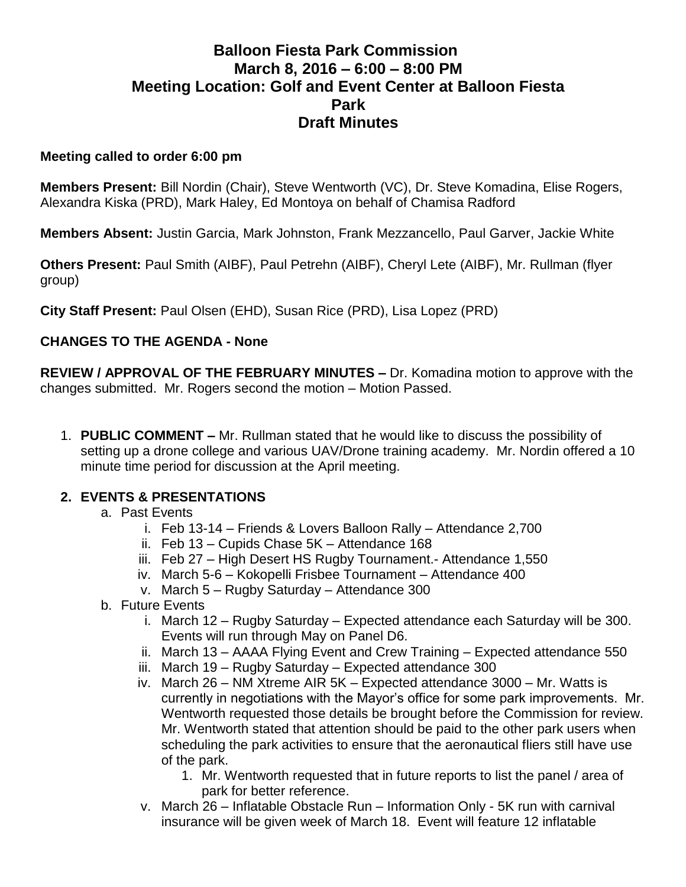# Balloon Fiesta Park Commission
## March 8, 2016 – 6:00 – 8:00 PM
## Meeting Location: Golf and Event Center at Balloon Fiesta Park
## Draft Minutes

**Meeting called to order 6:00 pm**

**Members Present:** Bill Nordin (Chair), Steve Wentworth (VC), Dr. Steve Komadina, Elise Rogers, Alexandra Kiska (PRD), Mark Haley, Ed Montoya on behalf of Chamisa Radford

**Members Absent:** Justin Garcia, Mark Johnston, Frank Mezzancello, Paul Garver, Jackie White

**Others Present:** Paul Smith (AIBF), Paul Petrehn (AIBF), Cheryl Lete (AIBF), Mr. Rullman (flyer group)

**City Staff Present:** Paul Olsen (EHD), Susan Rice (PRD), Lisa Lopez (PRD)

**CHANGES TO THE AGENDA - None**

**REVIEW / APPROVAL OF THE FEBRUARY MINUTES –** Dr. Komadina motion to approve with the changes submitted. Mr. Rogers second the motion – Motion Passed.

1. **PUBLIC COMMENT –** Mr. Rullman stated that he would like to discuss the possibility of setting up a drone college and various UAV/Drone training academy. Mr. Nordin offered a 10 minute time period for discussion at the April meeting.

2. **EVENTS & PRESENTATIONS**
   a. Past Events
      i. Feb 13-14 – Friends & Lovers Balloon Rally – Attendance 2,700
      ii. Feb 13 – Cupids Chase 5K – Attendance 168
      iii. Feb 27 – High Desert HS Rugby Tournament.- Attendance 1,550
      iv. March 5-6 – Kokopelli Frisbee Tournament – Attendance 400
      v. March 5 – Rugby Saturday – Attendance 300
   b. Future Events
      i. March 12 – Rugby Saturday – Expected attendance each Saturday will be 300. Events will run through May on Panel D6.
      ii. March 13 – AAAA Flying Event and Crew Training – Expected attendance 550
      iii. March 19 – Rugby Saturday – Expected attendance 300
      iv. March 26 – NM Xtreme AIR 5K – Expected attendance 3000 – Mr. Watts is currently in negotiations with the Mayor's office for some park improvements. Mr. Wentworth requested those details be brought before the Commission for review. Mr. Wentworth stated that attention should be paid to the other park users when scheduling the park activities to ensure that the aeronautical fliers still have use of the park.
         1. Mr. Wentworth requested that in future reports to list the panel / area of park for better reference.
      v. March 26 – Inflatable Obstacle Run – Information Only - 5K run with carnival insurance will be given week of March 18. Event will feature 12 inflatable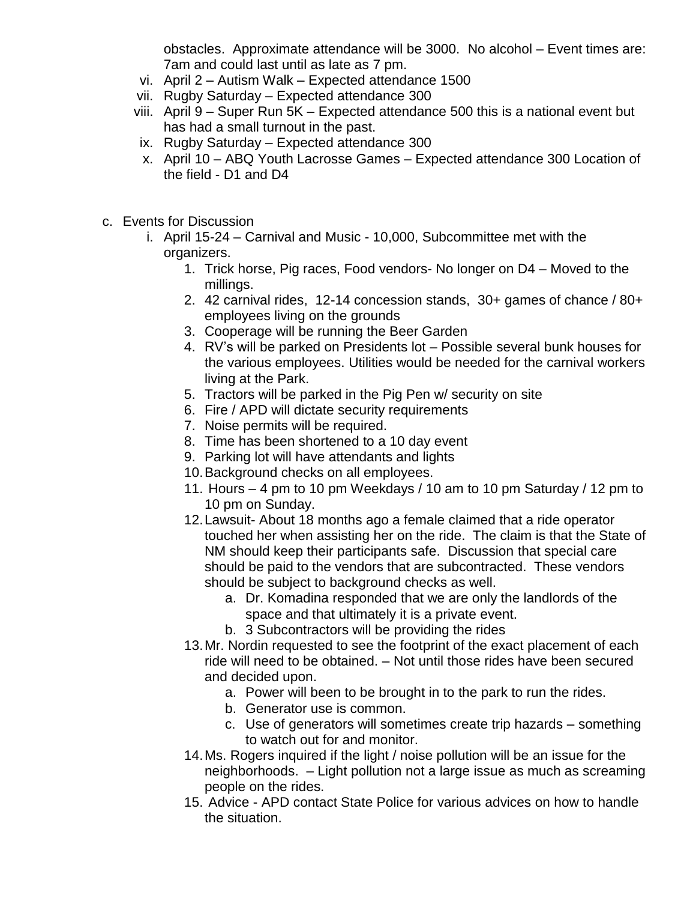obstacles. Approximate attendance will be 3000. No alcohol – Event times are: 7am and could last until as late as 7 pm.

vi. April 2 – Autism Walk – Expected attendance 1500

vii. Rugby Saturday – Expected attendance 300

viii. April 9 – Super Run 5K – Expected attendance 500 this is a national event but has had a small turnout in the past.

ix. Rugby Saturday – Expected attendance 300

x. April 10 – ABQ Youth Lacrosse Games – Expected attendance 300 Location of the field - D1 and D4

c. Events for Discussion

i. April 15-24 – Carnival and Music - 10,000, Subcommittee met with the organizers.

1. Trick horse, Pig races, Food vendors- No longer on D4 – Moved to the millings.
2. 42 carnival rides, 12-14 concession stands, 30+ games of chance / 80+ employees living on the grounds
3. Cooperage will be running the Beer Garden
4. RV's will be parked on Presidents lot – Possible several bunk houses for the various employees. Utilities would be needed for the carnival workers living at the Park.
5. Tractors will be parked in the Pig Pen w/ security on site
6. Fire / APD will dictate security requirements
7. Noise permits will be required.
8. Time has been shortened to a 10 day event
9. Parking lot will have attendants and lights
10. Background checks on all employees.
11. Hours – 4 pm to 10 pm Weekdays / 10 am to 10 pm Saturday / 12 pm to 10 pm on Sunday.
12. Lawsuit- About 18 months ago a female claimed that a ride operator touched her when assisting her on the ride. The claim is that the State of NM should keep their participants safe. Discussion that special care should be paid to the vendors that are subcontracted. These vendors should be subject to background checks as well.
    a. Dr. Komadina responded that we are only the landlords of the space and that ultimately it is a private event.
    b. 3 Subcontractors will be providing the rides
13. Mr. Nordin requested to see the footprint of the exact placement of each ride will need to be obtained. – Not until those rides have been secured and decided upon.
    a. Power will been to be brought in to the park to run the rides.
    b. Generator use is common.
    c. Use of generators will sometimes create trip hazards – something to watch out for and monitor.
14. Ms. Rogers inquired if the light / noise pollution will be an issue for the neighborhoods. – Light pollution not a large issue as much as screaming people on the rides.
15. Advice - APD contact State Police for various advices on how to handle the situation.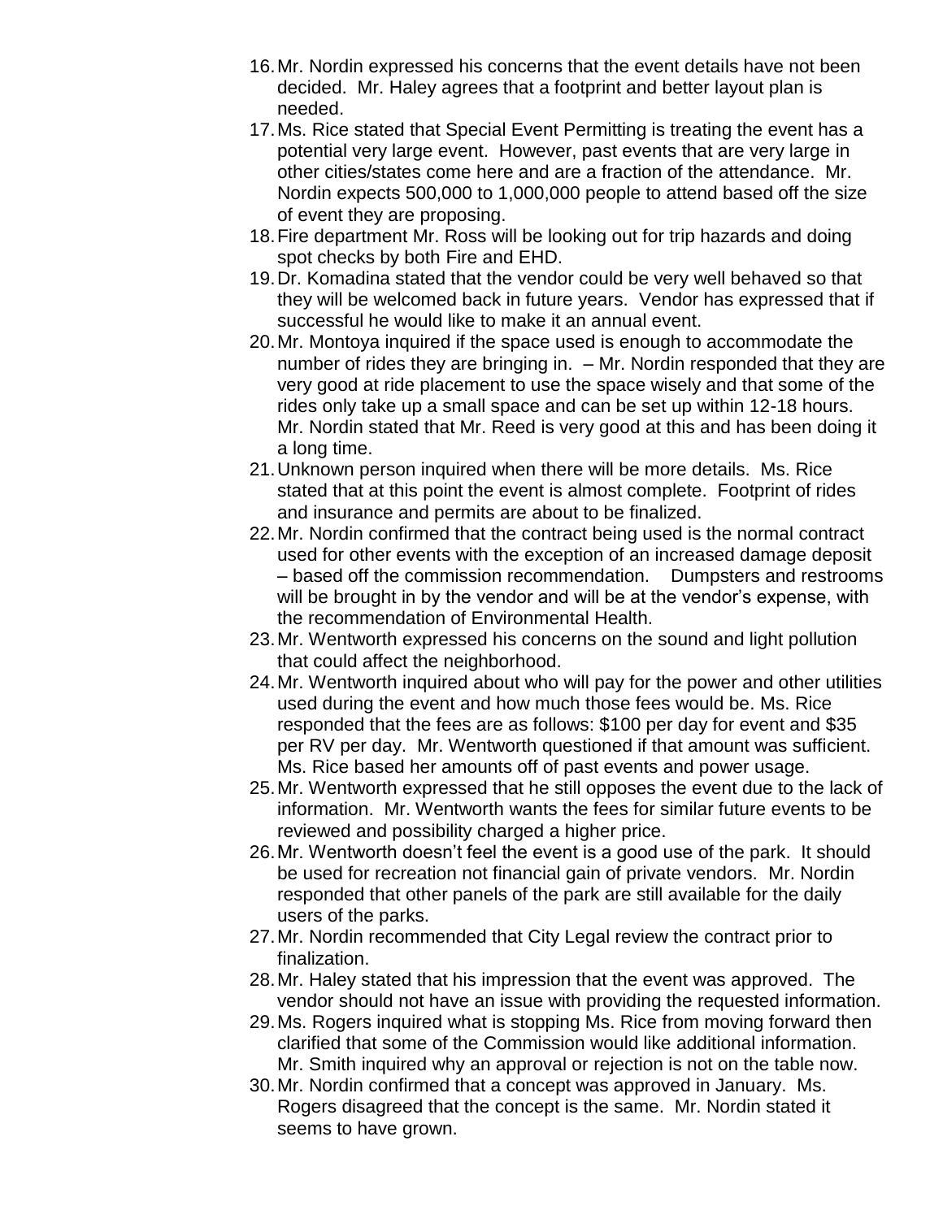16. Mr. Nordin expressed his concerns that the event details have not been decided. Mr. Haley agrees that a footprint and better layout plan is needed.
17. Ms. Rice stated that Special Event Permitting is treating the event has a potential very large event. However, past events that are very large in other cities/states come here and are a fraction of the attendance. Mr. Nordin expects 500,000 to 1,000,000 people to attend based off the size of event they are proposing.
18. Fire department Mr. Ross will be looking out for trip hazards and doing spot checks by both Fire and EHD.
19. Dr. Komadina stated that the vendor could be very well behaved so that they will be welcomed back in future years. Vendor has expressed that if successful he would like to make it an annual event.
20. Mr. Montoya inquired if the space used is enough to accommodate the number of rides they are bringing in. – Mr. Nordin responded that they are very good at ride placement to use the space wisely and that some of the rides only take up a small space and can be set up within 12-18 hours. Mr. Nordin stated that Mr. Reed is very good at this and has been doing it a long time.
21. Unknown person inquired when there will be more details. Ms. Rice stated that at this point the event is almost complete. Footprint of rides and insurance and permits are about to be finalized.
22. Mr. Nordin confirmed that the contract being used is the normal contract used for other events with the exception of an increased damage deposit – based off the commission recommendation. Dumpsters and restrooms will be brought in by the vendor and will be at the vendor's expense, with the recommendation of Environmental Health.
23. Mr. Wentworth expressed his concerns on the sound and light pollution that could affect the neighborhood.
24. Mr. Wentworth inquired about who will pay for the power and other utilities used during the event and how much those fees would be. Ms. Rice responded that the fees are as follows: $100 per day for event and $35 per RV per day. Mr. Wentworth questioned if that amount was sufficient. Ms. Rice based her amounts off of past events and power usage.
25. Mr. Wentworth expressed that he still opposes the event due to the lack of information. Mr. Wentworth wants the fees for similar future events to be reviewed and possibility charged a higher price.
26. Mr. Wentworth doesn't feel the event is a good use of the park. It should be used for recreation not financial gain of private vendors. Mr. Nordin responded that other panels of the park are still available for the daily users of the parks.
27. Mr. Nordin recommended that City Legal review the contract prior to finalization.
28. Mr. Haley stated that his impression that the event was approved. The vendor should not have an issue with providing the requested information.
29. Ms. Rogers inquired what is stopping Ms. Rice from moving forward then clarified that some of the Commission would like additional information. Mr. Smith inquired why an approval or rejection is not on the table now.
30. Mr. Nordin confirmed that a concept was approved in January. Ms. Rogers disagreed that the concept is the same. Mr. Nordin stated it seems to have grown.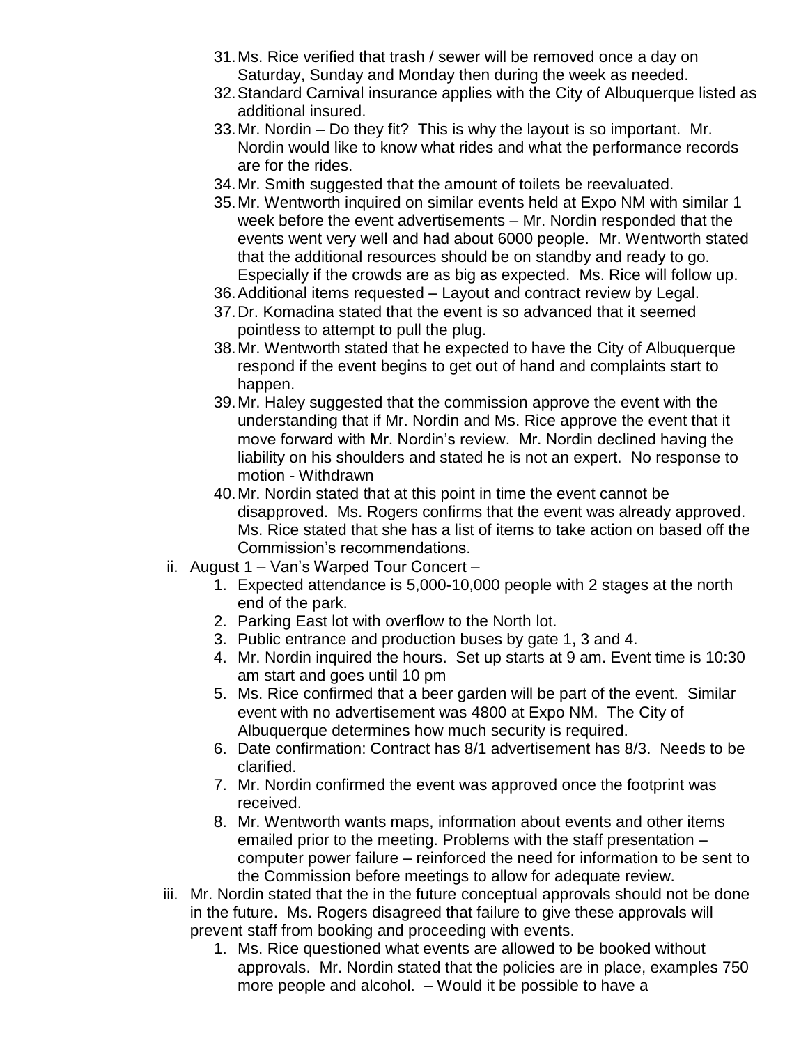31. Ms. Rice verified that trash / sewer will be removed once a day on Saturday, Sunday and Monday then during the week as needed.
32. Standard Carnival insurance applies with the City of Albuquerque listed as additional insured.
33. Mr. Nordin – Do they fit? This is why the layout is so important. Mr. Nordin would like to know what rides and what the performance records are for the rides.
34. Mr. Smith suggested that the amount of toilets be reevaluated.
35. Mr. Wentworth inquired on similar events held at Expo NM with similar 1 week before the event advertisements – Mr. Nordin responded that the events went very well and had about 6000 people. Mr. Wentworth stated that the additional resources should be on standby and ready to go. Especially if the crowds are as big as expected. Ms. Rice will follow up.
36. Additional items requested – Layout and contract review by Legal.
37. Dr. Komadina stated that the event is so advanced that it seemed pointless to attempt to pull the plug.
38. Mr. Wentworth stated that he expected to have the City of Albuquerque respond if the event begins to get out of hand and complaints start to happen.
39. Mr. Haley suggested that the commission approve the event with the understanding that if Mr. Nordin and Ms. Rice approve the event that it move forward with Mr. Nordin's review. Mr. Nordin declined having the liability on his shoulders and stated he is not an expert. No response to motion - Withdrawn
40. Mr. Nordin stated that at this point in time the event cannot be disapproved. Ms. Rogers confirms that the event was already approved. Ms. Rice stated that she has a list of items to take action on based off the Commission's recommendations.

ii. August 1 – Van's Warped Tour Concert –
   1. Expected attendance is 5,000-10,000 people with 2 stages at the north end of the park.
   2. Parking East lot with overflow to the North lot.
   3. Public entrance and production buses by gate 1, 3 and 4.
   4. Mr. Nordin inquired the hours. Set up starts at 9 am. Event time is 10:30 am start and goes until 10 pm
   5. Ms. Rice confirmed that a beer garden will be part of the event. Similar event with no advertisement was 4800 at Expo NM. The City of Albuquerque determines how much security is required.
   6. Date confirmation: Contract has 8/1 advertisement has 8/3. Needs to be clarified.
   7. Mr. Nordin confirmed the event was approved once the footprint was received.
   8. Mr. Wentworth wants maps, information about events and other items emailed prior to the meeting. Problems with the staff presentation – computer power failure – reinforced the need for information to be sent to the Commission before meetings to allow for adequate review.

iii. Mr. Nordin stated that the in the future conceptual approvals should not be done in the future. Ms. Rogers disagreed that failure to give these approvals will prevent staff from booking and proceeding with events.
   1. Ms. Rice questioned what events are allowed to be booked without approvals. Mr. Nordin stated that the policies are in place, examples 750 more people and alcohol. – Would it be possible to have a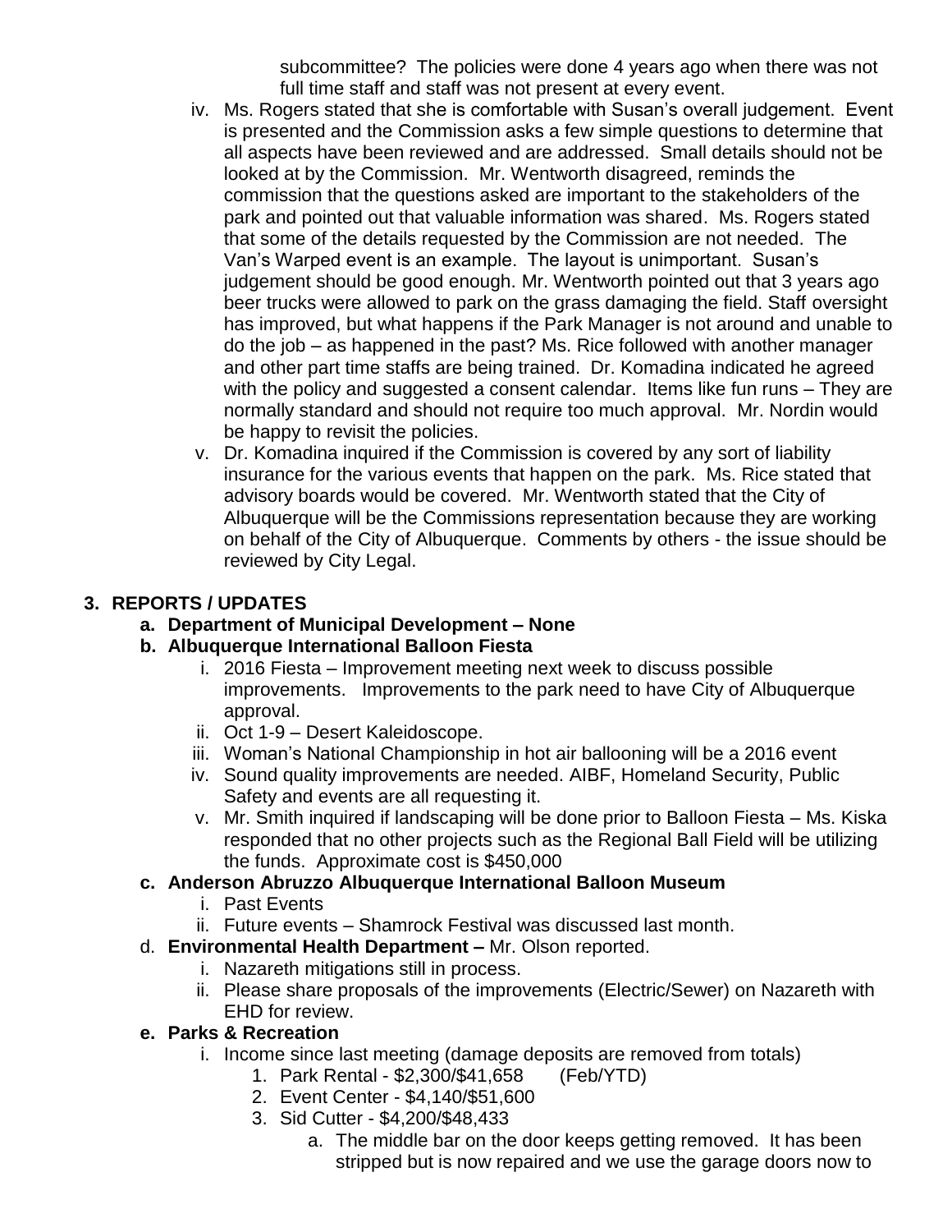subcommittee? The policies were done 4 years ago when there was not full time staff and staff was not present at every event.

iv. Ms. Rogers stated that she is comfortable with Susan's overall judgement. Event is presented and the Commission asks a few simple questions to determine that all aspects have been reviewed and are addressed. Small details should not be looked at by the Commission. Mr. Wentworth disagreed, reminds the commission that the questions asked are important to the stakeholders of the park and pointed out that valuable information was shared. Ms. Rogers stated that some of the details requested by the Commission are not needed. The Van's Warped event is an example. The layout is unimportant. Susan's judgement should be good enough. Mr. Wentworth pointed out that 3 years ago beer trucks were allowed to park on the grass damaging the field. Staff oversight has improved, but what happens if the Park Manager is not around and unable to do the job – as happened in the past? Ms. Rice followed with another manager and other part time staffs are being trained. Dr. Komadina indicated he agreed with the policy and suggested a consent calendar. Items like fun runs – They are normally standard and should not require too much approval. Mr. Nordin would be happy to revisit the policies.

v. Dr. Komadina inquired if the Commission is covered by any sort of liability insurance for the various events that happen on the park. Ms. Rice stated that advisory boards would be covered. Mr. Wentworth stated that the City of Albuquerque will be the Commissions representation because they are working on behalf of the City of Albuquerque. Comments by others - the issue should be reviewed by City Legal.

## 3. REPORTS / UPDATES

**a. Department of Municipal Development – None**

**b. Albuquerque International Balloon Fiesta**

i. 2016 Fiesta – Improvement meeting next week to discuss possible improvements. Improvements to the park need to have City of Albuquerque approval.
ii. Oct 1-9 – Desert Kaleidoscope.
iii. Woman's National Championship in hot air ballooning will be a 2016 event
iv. Sound quality improvements are needed. AIBF, Homeland Security, Public Safety and events are all requesting it.
v. Mr. Smith inquired if landscaping will be done prior to Balloon Fiesta – Ms. Kiska responded that no other projects such as the Regional Ball Field will be utilizing the funds. Approximate cost is $450,000

**c. Anderson Abruzzo Albuquerque International Balloon Museum**

i. Past Events
ii. Future events – Shamrock Festival was discussed last month.

d. **Environmental Health Department –** Mr. Olson reported.

i. Nazareth mitigations still in process.
ii. Please share proposals of the improvements (Electric/Sewer) on Nazareth with EHD for review.

**e. Parks & Recreation**

i. Income since last meeting (damage deposits are removed from totals)
   1. Park Rental - $2,300/$41,658 (Feb/YTD)
   2. Event Center - $4,140/$51,600
   3. Sid Cutter - $4,200/$48,433
      a. The middle bar on the door keeps getting removed. It has been stripped but is now repaired and we use the garage doors now to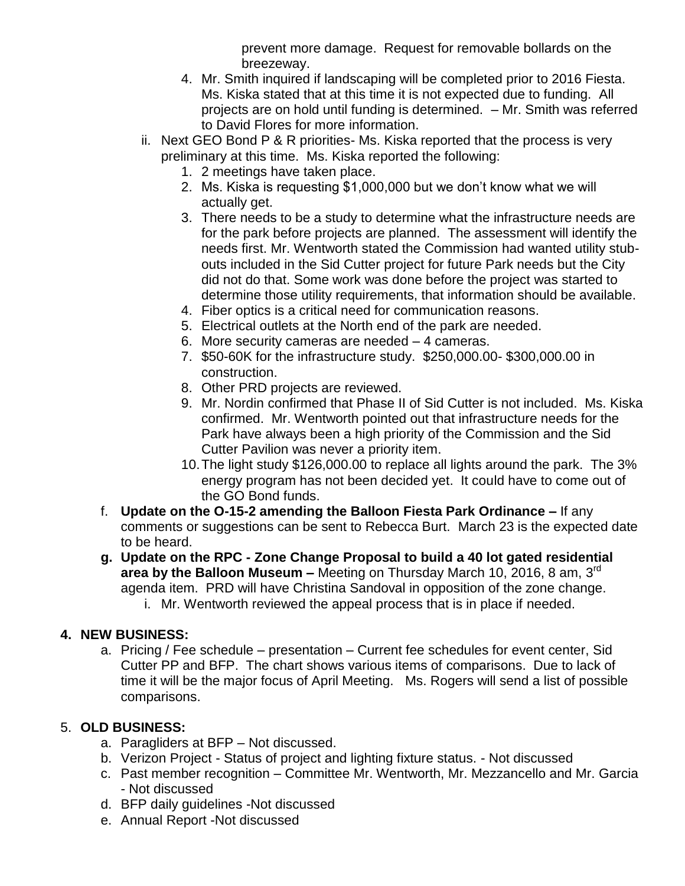prevent more damage. Request for removable bollards on the breezeway.

4. Mr. Smith inquired if landscaping will be completed prior to 2016 Fiesta. Ms. Kiska stated that at this time it is not expected due to funding. All projects are on hold until funding is determined. – Mr. Smith was referred to David Flores for more information.

ii. Next GEO Bond P & R priorities- Ms. Kiska reported that the process is very preliminary at this time. Ms. Kiska reported the following:
   1. 2 meetings have taken place.
   2. Ms. Kiska is requesting $1,000,000 but we don't know what we will actually get.
   3. There needs to be a study to determine what the infrastructure needs are for the park before projects are planned. The assessment will identify the needs first. Mr. Wentworth stated the Commission had wanted utility stub-outs included in the Sid Cutter project for future Park needs but the City did not do that. Some work was done before the project was started to determine those utility requirements, that information should be available.
   4. Fiber optics is a critical need for communication reasons.
   5. Electrical outlets at the North end of the park are needed.
   6. More security cameras are needed – 4 cameras.
   7. $50-60K for the infrastructure study. $250,000.00- $300,000.00 in construction.
   8. Other PRD projects are reviewed.
   9. Mr. Nordin confirmed that Phase II of Sid Cutter is not included. Ms. Kiska confirmed. Mr. Wentworth pointed out that infrastructure needs for the Park have always been a high priority of the Commission and the Sid Cutter Pavilion was never a priority item.
   10. The light study $126,000.00 to replace all lights around the park. The 3% energy program has not been decided yet. It could have to come out of the GO Bond funds.

f. **Update on the O-15-2 amending the Balloon Fiesta Park Ordinance –** If any comments or suggestions can be sent to Rebecca Burt. March 23 is the expected date to be heard.

g. **Update on the RPC - Zone Change Proposal to build a 40 lot gated residential area by the Balloon Museum –** Meeting on Thursday March 10, 2016, 8 am, 3rd agenda item. PRD will have Christina Sandoval in opposition of the zone change.
   i. Mr. Wentworth reviewed the appeal process that is in place if needed.

**4. NEW BUSINESS:**

a. Pricing / Fee schedule – presentation – Current fee schedules for event center, Sid Cutter PP and BFP. The chart shows various items of comparisons. Due to lack of time it will be the major focus of April Meeting. Ms. Rogers will send a list of possible comparisons.

5. **OLD BUSINESS:**

a. Paragliders at BFP – Not discussed.
b. Verizon Project - Status of project and lighting fixture status. - Not discussed
c. Past member recognition – Committee Mr. Wentworth, Mr. Mezzancello and Mr. Garcia - Not discussed
d. BFP daily guidelines -Not discussed
e. Annual Report -Not discussed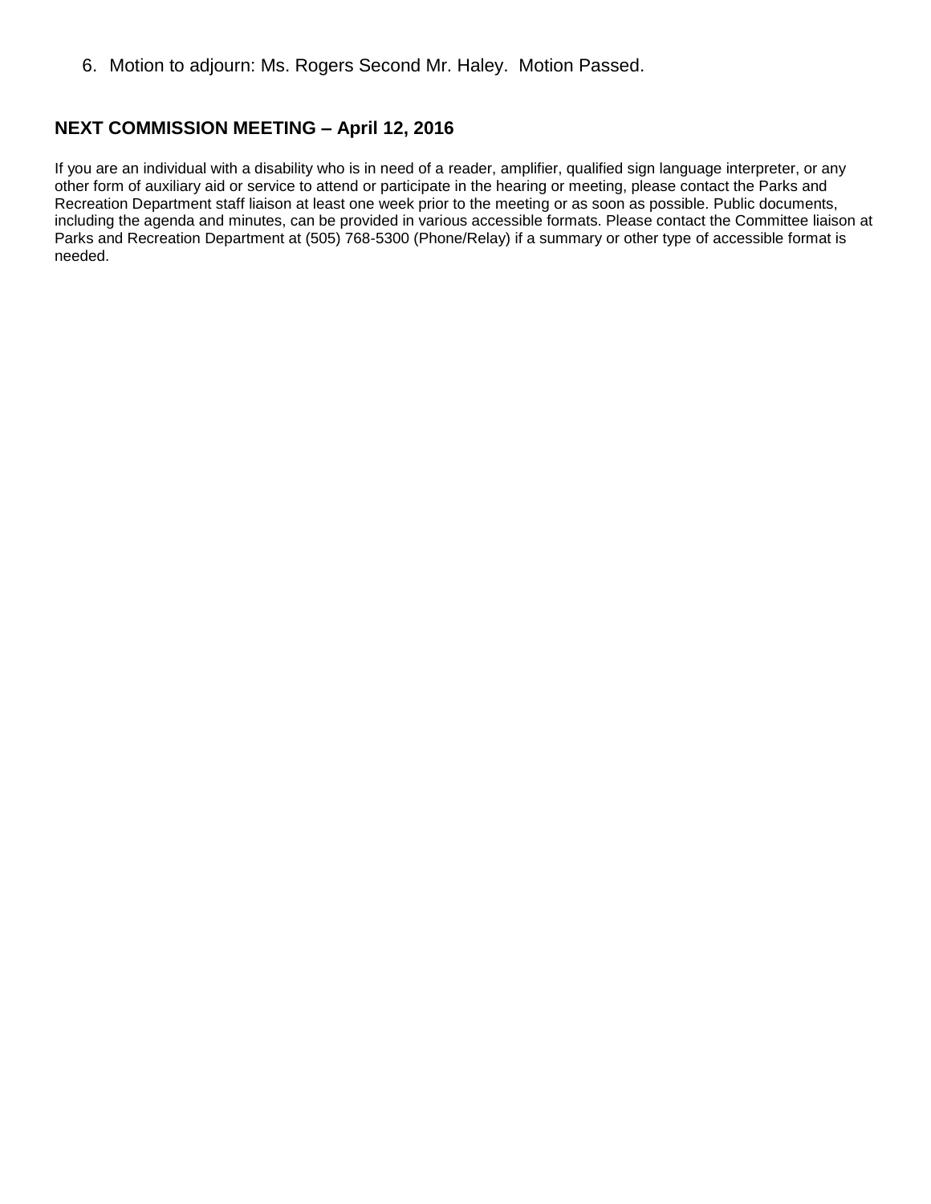6. Motion to adjourn: Ms. Rogers Second Mr. Haley.  Motion Passed.

## NEXT COMMISSION MEETING – April 12, 2016

If you are an individual with a disability who is in need of a reader, amplifier, qualified sign language interpreter, or any other form of auxiliary aid or service to attend or participate in the hearing or meeting, please contact the Parks and Recreation Department staff liaison at least one week prior to the meeting or as soon as possible. Public documents, including the agenda and minutes, can be provided in various accessible formats. Please contact the Committee liaison at Parks and Recreation Department at (505) 768-5300 (Phone/Relay) if a summary or other type of accessible format is needed.